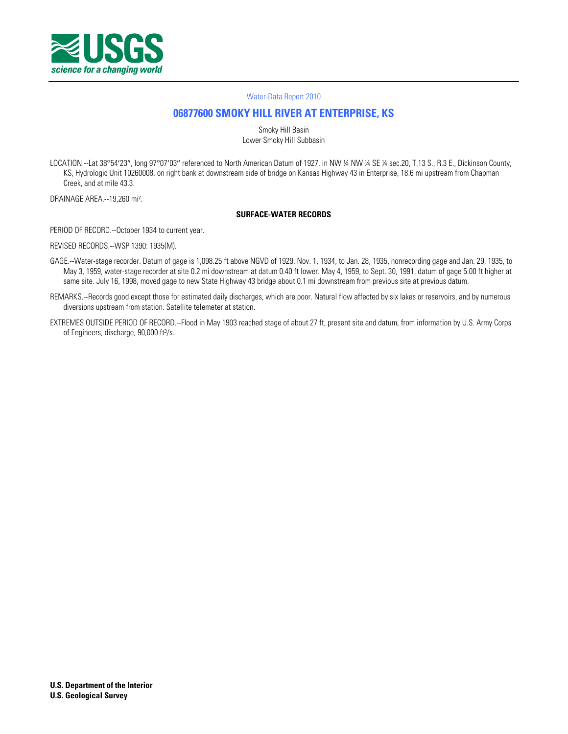Water-Data Report 2010

# 06877600 SMOKY HILL RIVER AT ENTERPRISE, KS

Smoky Hill Basin
Lower Smoky Hill Subbasin

LOCATION.--Lat 38°54′23″, long 97°07′03″ referenced to North American Datum of 1927, in NW ¼ NW ¼ SE ¼ sec.20, T.13 S., R.3 E., Dickinson County, KS, Hydrologic Unit 10260008, on right bank at downstream side of bridge on Kansas Highway 43 in Enterprise, 18.6 mi upstream from Chapman Creek, and at mile 43.3.

DRAINAGE AREA.--19,260 mi².

### SURFACE-WATER RECORDS

PERIOD OF RECORD.--October 1934 to current year.

REVISED RECORDS.--WSP 1390: 1935(M).

GAGE.--Water-stage recorder. Datum of gage is 1,098.25 ft above NGVD of 1929. Nov. 1, 1934, to Jan. 28, 1935, nonrecording gage and Jan. 29, 1935, to May 3, 1959, water-stage recorder at site 0.2 mi downstream at datum 0.40 ft lower. May 4, 1959, to Sept. 30, 1991, datum of gage 5.00 ft higher at same site. July 16, 1998, moved gage to new State Highway 43 bridge about 0.1 mi downstream from previous site at previous datum.

REMARKS.--Records good except those for estimated daily discharges, which are poor. Natural flow affected by six lakes or reservoirs, and by numerous diversions upstream from station. Satellite telemeter at station.

EXTREMES OUTSIDE PERIOD OF RECORD.--Flood in May 1903 reached stage of about 27 ft, present site and datum, from information by U.S. Army Corps of Engineers, discharge, 90,000 ft³/s.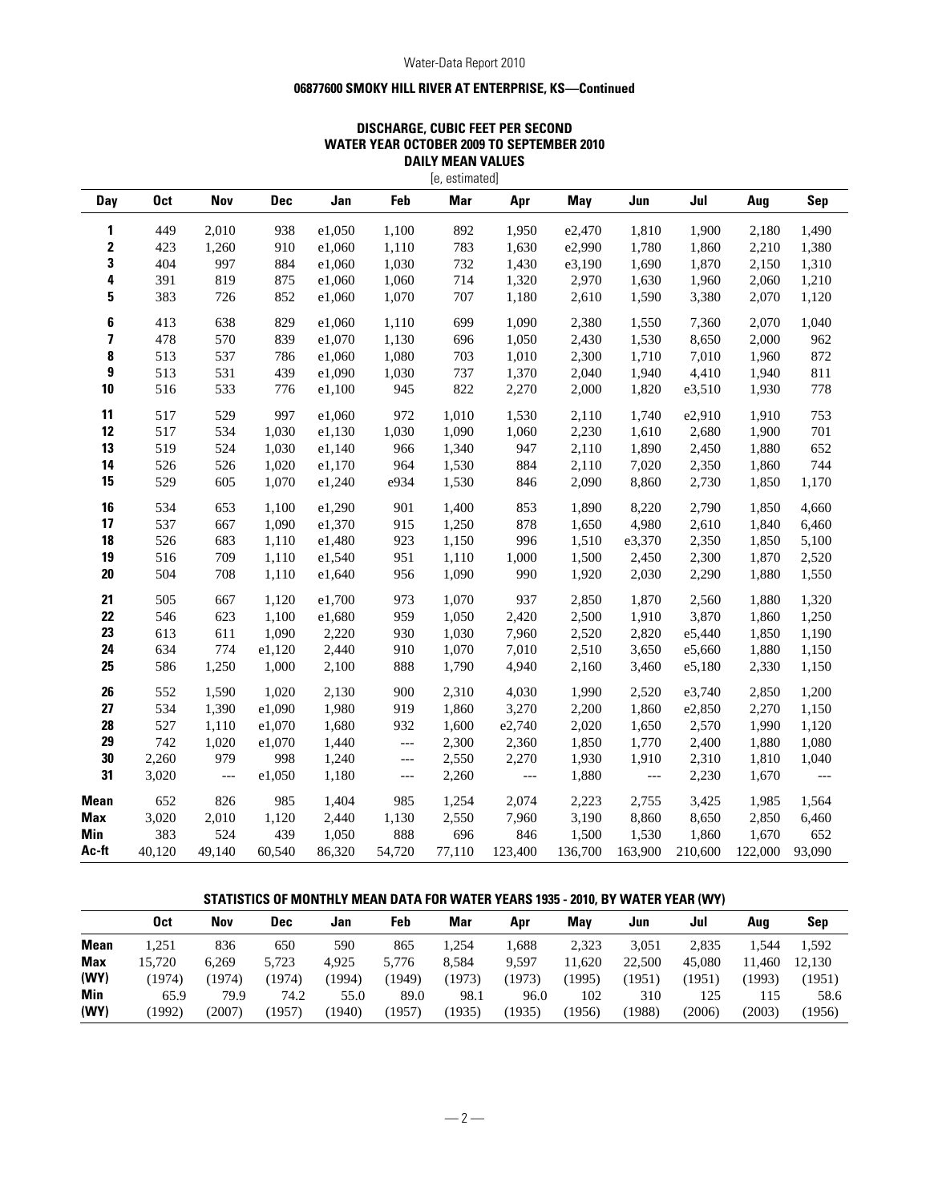**06877600 SMOKY HILL RIVER AT ENTERPRISE, KS—Continued**

**DISCHARGE, CUBIC FEET PER SECOND**
**WATER YEAR OCTOBER 2009 TO SEPTEMBER 2010**
**DAILY MEAN VALUES**
[e, estimated]

| Day | Oct | Nov | Dec | Jan | Feb | Mar | Apr | May | Jun | Jul | Aug | Sep |
|---|---|---|---|---|---|---|---|---|---|---|---|---|
| 1 | 449 | 2,010 | 938 | e1,050 | 1,100 | 892 | 1,950 | e2,470 | 1,810 | 1,900 | 2,180 | 1,490 |
| 2 | 423 | 1,260 | 910 | e1,060 | 1,110 | 783 | 1,630 | e2,990 | 1,780 | 1,860 | 2,210 | 1,380 |
| 3 | 404 | 997 | 884 | e1,060 | 1,030 | 732 | 1,430 | e3,190 | 1,690 | 1,870 | 2,150 | 1,310 |
| 4 | 391 | 819 | 875 | e1,060 | 1,060 | 714 | 1,320 | 2,970 | 1,630 | 1,960 | 2,060 | 1,210 |
| 5 | 383 | 726 | 852 | e1,060 | 1,070 | 707 | 1,180 | 2,610 | 1,590 | 3,380 | 2,070 | 1,120 |
| 6 | 413 | 638 | 829 | e1,060 | 1,110 | 699 | 1,090 | 2,380 | 1,550 | 7,360 | 2,070 | 1,040 |
| 7 | 478 | 570 | 839 | e1,070 | 1,130 | 696 | 1,050 | 2,430 | 1,530 | 8,650 | 2,000 | 962 |
| 8 | 513 | 537 | 786 | e1,060 | 1,080 | 703 | 1,010 | 2,300 | 1,710 | 7,010 | 1,960 | 872 |
| 9 | 513 | 531 | 439 | e1,090 | 1,030 | 737 | 1,370 | 2,040 | 1,940 | 4,410 | 1,940 | 811 |
| 10 | 516 | 533 | 776 | e1,100 | 945 | 822 | 2,270 | 2,000 | 1,820 | e3,510 | 1,930 | 778 |
| 11 | 517 | 529 | 997 | e1,060 | 972 | 1,010 | 1,530 | 2,110 | 1,740 | e2,910 | 1,910 | 753 |
| 12 | 517 | 534 | 1,030 | e1,130 | 1,030 | 1,090 | 1,060 | 2,230 | 1,610 | 2,680 | 1,900 | 701 |
| 13 | 519 | 524 | 1,030 | e1,140 | 966 | 1,340 | 947 | 2,110 | 1,890 | 2,450 | 1,880 | 652 |
| 14 | 526 | 526 | 1,020 | e1,170 | 964 | 1,530 | 884 | 2,110 | 7,020 | 2,350 | 1,860 | 744 |
| 15 | 529 | 605 | 1,070 | e1,240 | e934 | 1,530 | 846 | 2,090 | 8,860 | 2,730 | 1,850 | 1,170 |
| 16 | 534 | 653 | 1,100 | e1,290 | 901 | 1,400 | 853 | 1,890 | 8,220 | 2,790 | 1,850 | 4,660 |
| 17 | 537 | 667 | 1,090 | e1,370 | 915 | 1,250 | 878 | 1,650 | 4,980 | 2,610 | 1,840 | 6,460 |
| 18 | 526 | 683 | 1,110 | e1,480 | 923 | 1,150 | 996 | 1,510 | e3,370 | 2,350 | 1,850 | 5,100 |
| 19 | 516 | 709 | 1,110 | e1,540 | 951 | 1,110 | 1,000 | 1,500 | 2,450 | 2,300 | 1,870 | 2,520 |
| 20 | 504 | 708 | 1,110 | e1,640 | 956 | 1,090 | 990 | 1,920 | 2,030 | 2,290 | 1,880 | 1,550 |
| 21 | 505 | 667 | 1,120 | e1,700 | 973 | 1,070 | 937 | 2,850 | 1,870 | 2,560 | 1,880 | 1,320 |
| 22 | 546 | 623 | 1,100 | e1,680 | 959 | 1,050 | 2,420 | 2,500 | 1,910 | 3,870 | 1,860 | 1,250 |
| 23 | 613 | 611 | 1,090 | 2,220 | 930 | 1,030 | 7,960 | 2,520 | 2,820 | e5,440 | 1,850 | 1,190 |
| 24 | 634 | 774 | e1,120 | 2,440 | 910 | 1,070 | 7,010 | 2,510 | 3,650 | e5,660 | 1,880 | 1,150 |
| 25 | 586 | 1,250 | 1,000 | 2,100 | 888 | 1,790 | 4,940 | 2,160 | 3,460 | e5,180 | 2,330 | 1,150 |
| 26 | 552 | 1,590 | 1,020 | 2,130 | 900 | 2,310 | 4,030 | 1,990 | 2,520 | e3,740 | 2,850 | 1,200 |
| 27 | 534 | 1,390 | e1,090 | 1,980 | 919 | 1,860 | 3,270 | 2,200 | 1,860 | e2,850 | 2,270 | 1,150 |
| 28 | 527 | 1,110 | e1,070 | 1,680 | 932 | 1,600 | e2,740 | 2,020 | 1,650 | 2,570 | 1,990 | 1,120 |
| 29 | 742 | 1,020 | e1,070 | 1,440 | --- | 2,300 | 2,360 | 1,850 | 1,770 | 2,400 | 1,880 | 1,080 |
| 30 | 2,260 | 979 | 998 | 1,240 | --- | 2,550 | 2,270 | 1,930 | 1,910 | 2,310 | 1,810 | 1,040 |
| 31 | 3,020 | --- | e1,050 | 1,180 | --- | 2,260 | --- | 1,880 | --- | 2,230 | 1,670 | --- |
| **Mean** | 652 | 826 | 985 | 1,404 | 985 | 1,254 | 2,074 | 2,223 | 2,755 | 3,425 | 1,985 | 1,564 |
| **Max** | 3,020 | 2,010 | 1,120 | 2,440 | 1,130 | 2,550 | 7,960 | 3,190 | 8,860 | 8,650 | 2,850 | 6,460 |
| **Min** | 383 | 524 | 439 | 1,050 | 888 | 696 | 846 | 1,500 | 1,530 | 1,860 | 1,670 | 652 |
| **Ac-ft** | 40,120 | 49,140 | 60,540 | 86,320 | 54,720 | 77,110 | 123,400 | 136,700 | 163,900 | 210,600 | 122,000 | 93,090 |

**STATISTICS OF MONTHLY MEAN DATA FOR WATER YEARS 1935 - 2010, BY WATER YEAR (WY)**

| | Oct | Nov | Dec | Jan | Feb | Mar | Apr | May | Jun | Jul | Aug | Sep |
|---|---|---|---|---|---|---|---|---|---|---|---|---|
| **Mean** | 1,251 | 836 | 650 | 590 | 865 | 1,254 | 1,688 | 2,323 | 3,051 | 2,835 | 1,544 | 1,592 |
| **Max** | 15,720 | 6,269 | 5,723 | 4,925 | 5,776 | 8,584 | 9,597 | 11,620 | 22,500 | 45,080 | 11,460 | 12,130 |
| **(WY)** | (1974) | (1974) | (1974) | (1994) | (1949) | (1973) | (1973) | (1995) | (1951) | (1951) | (1993) | (1951) |
| **Min** | 65.9 | 79.9 | 74.2 | 55.0 | 89.0 | 98.1 | 96.0 | 102 | 310 | 125 | 115 | 58.6 |
| **(WY)** | (1992) | (2007) | (1957) | (1940) | (1957) | (1935) | (1935) | (1956) | (1988) | (2006) | (2003) | (1956) |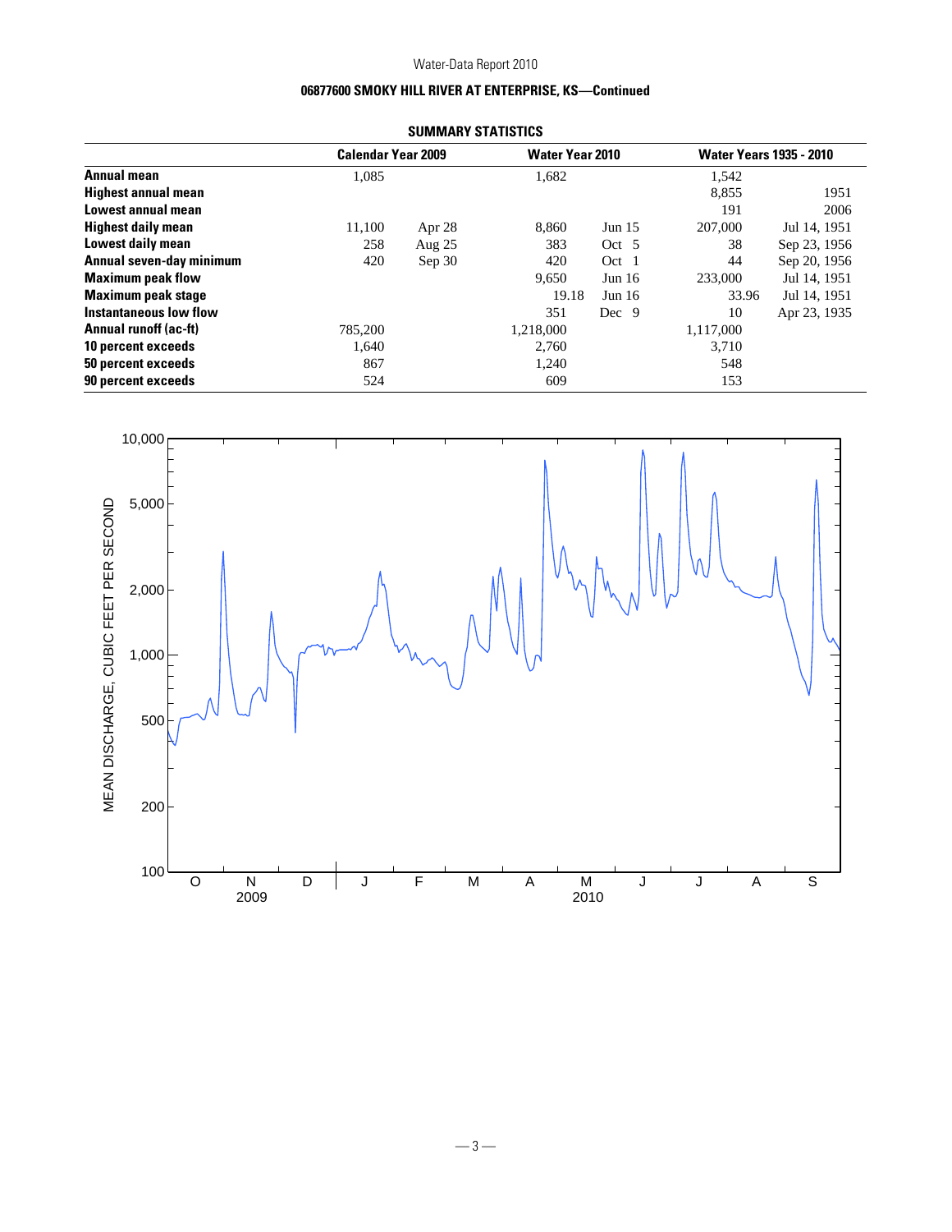## 06877600 SMOKY HILL RIVER AT ENTERPRISE, KS—Continued

### SUMMARY STATISTICS

| | Calendar Year 2009 | | Water Year 2010 | | Water Years 1935 - 2010 | |
|---|---|---|---|---|---|---|
| **Annual mean** | 1,085 | | 1,682 | | 1,542 | |
| **Highest annual mean** | | | | | 8,855 | 1951 |
| **Lowest annual mean** | | | | | 191 | 2006 |
| **Highest daily mean** | 11,100 | Apr 28 | 8,860 | Jun 15 | 207,000 | Jul 14, 1951 |
| **Lowest daily mean** | 258 | Aug 25 | 383 | Oct 5 | 38 | Sep 23, 1956 |
| **Annual seven-day minimum** | 420 | Sep 30 | 420 | Oct 1 | 44 | Sep 20, 1956 |
| **Maximum peak flow** | | | 9,650 | Jun 16 | 233,000 | Jul 14, 1951 |
| **Maximum peak stage** | | | 19.18 | Jun 16 | 33.96 | Jul 14, 1951 |
| **Instantaneous low flow** | | | 351 | Dec 9 | 10 | Apr 23, 1935 |
| **Annual runoff (ac-ft)** | 785,200 | | 1,218,000 | | 1,117,000 | |
| **10 percent exceeds** | 1,640 | | 2,760 | | 3,710 | |
| **50 percent exceeds** | 867 | | 1,240 | | 548 | |
| **90 percent exceeds** | 524 | | 609 | | 153 | |

MEAN DISCHARGE, CUBIC FEET PER SECOND

10,000
5,000
2,000
1,000
500
200
100

O N D J F M A M J J A S

2009 2010